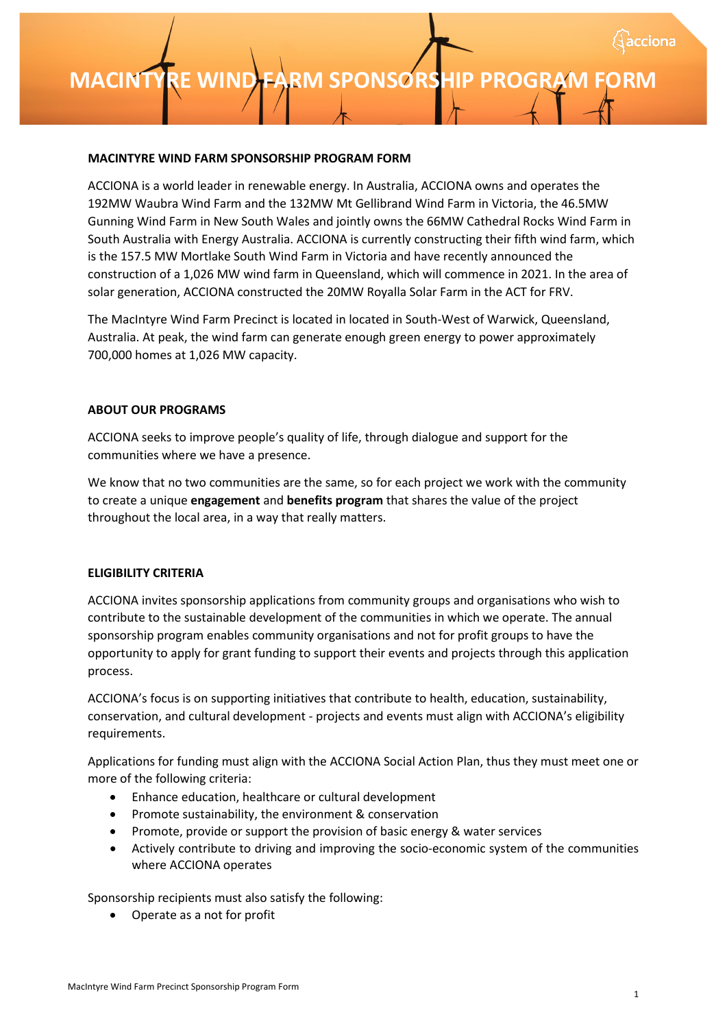# MACINTYRE WIND FARM SPONSORSHIP PROGRAM FORM

**MACINTYRE WIND FARM SPONSORSHIP PROGRAM FORM**

ACCIONA is a world leader in renewable energy. In Australia, ACCIONA owns and operates the 192MW Waubra Wind Farm and the 132MW Mt Gellibrand Wind Farm in Victoria, the 46.5MW Gunning Wind Farm in New South Wales and jointly owns the 66MW Cathedral Rocks Wind Farm in South Australia with Energy Australia. ACCIONA is currently constructing their fifth wind farm, which is the 157.5 MW Mortlake South Wind Farm in Victoria and have recently announced the construction of a 1,026 MW wind farm in Queensland, which will commence in 2021. In the area of solar generation, ACCIONA constructed the 20MW Royalla Solar Farm in the ACT for FRV.

The MacIntyre Wind Farm Precinct is located in located in South-West of Warwick, Queensland, Australia. At peak, the wind farm can generate enough green energy to power approximately 700,000 homes at 1,026 MW capacity.

**ABOUT OUR PROGRAMS**

ACCIONA seeks to improve people's quality of life, through dialogue and support for the communities where we have a presence.

We know that no two communities are the same, so for each project we work with the community to create a unique **engagement** and **benefits program** that shares the value of the project throughout the local area, in a way that really matters.

**ELIGIBILITY CRITERIA**

ACCIONA invites sponsorship applications from community groups and organisations who wish to contribute to the sustainable development of the communities in which we operate. The annual sponsorship program enables community organisations and not for profit groups to have the opportunity to apply for grant funding to support their events and projects through this application process.

ACCIONA's focus is on supporting initiatives that contribute to health, education, sustainability, conservation, and cultural development - projects and events must align with ACCIONA's eligibility requirements.

Applications for funding must align with the ACCIONA Social Action Plan, thus they must meet one or more of the following criteria:

- Enhance education, healthcare or cultural development
- Promote sustainability, the environment & conservation
- Promote, provide or support the provision of basic energy & water services
- Actively contribute to driving and improving the socio-economic system of the communities where ACCIONA operates

Sponsorship recipients must also satisfy the following:

- Operate as a not for profit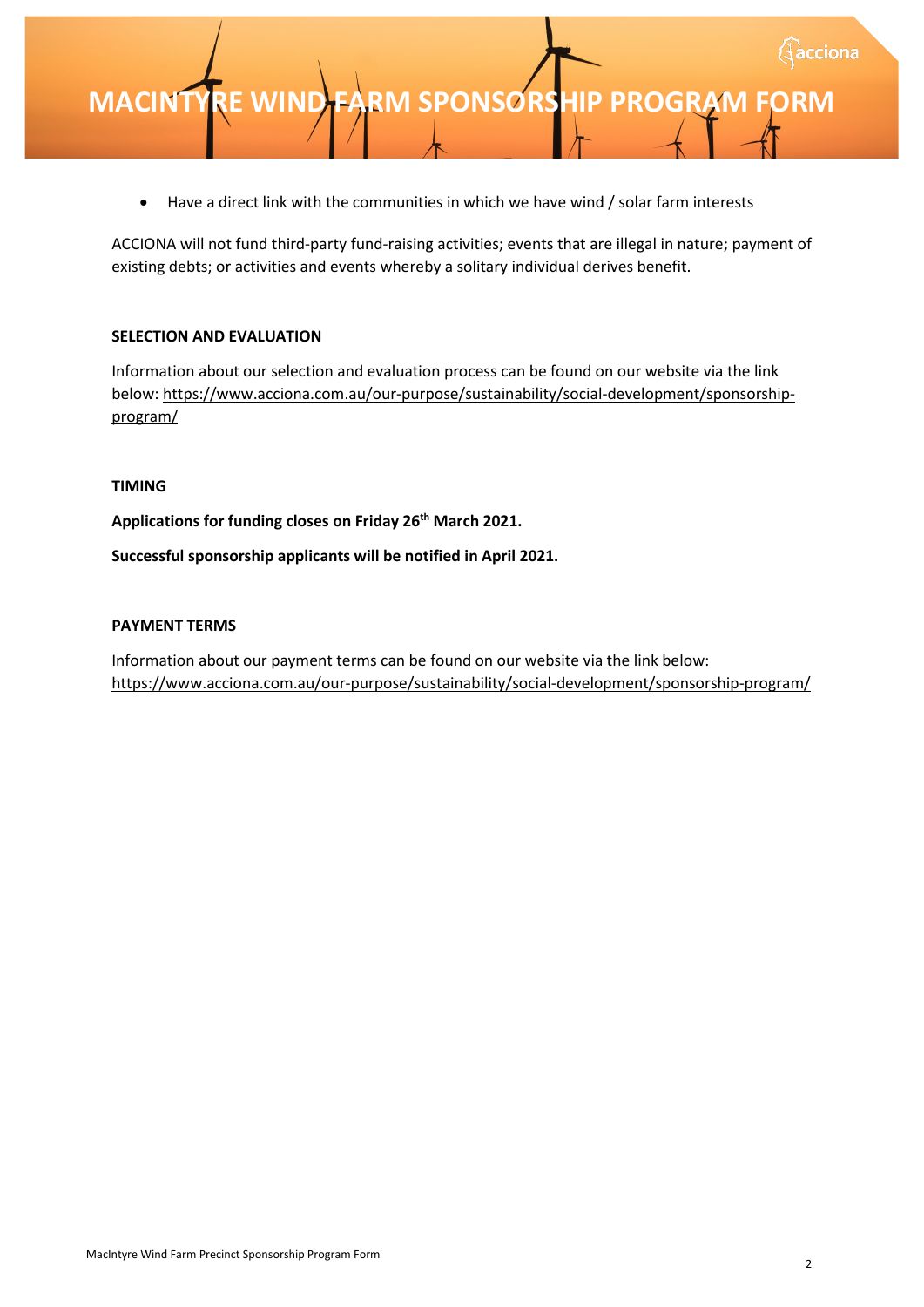- Have a direct link with the communities in which we have wind / solar farm interests

ACCIONA will not fund third-party fund-raising activities; events that are illegal in nature; payment of existing debts; or activities and events whereby a solitary individual derives benefit.

**SELECTION AND EVALUATION**

Information about our selection and evaluation process can be found on our website via the link below: https://www.acciona.com.au/our-purpose/sustainability/social-development/sponsorship-program/

**TIMING**

**Applications for funding closes on Friday 26th March 2021.**

**Successful sponsorship applicants will be notified in April 2021.**

**PAYMENT TERMS**

Information about our payment terms can be found on our website via the link below: https://www.acciona.com.au/our-purpose/sustainability/social-development/sponsorship-program/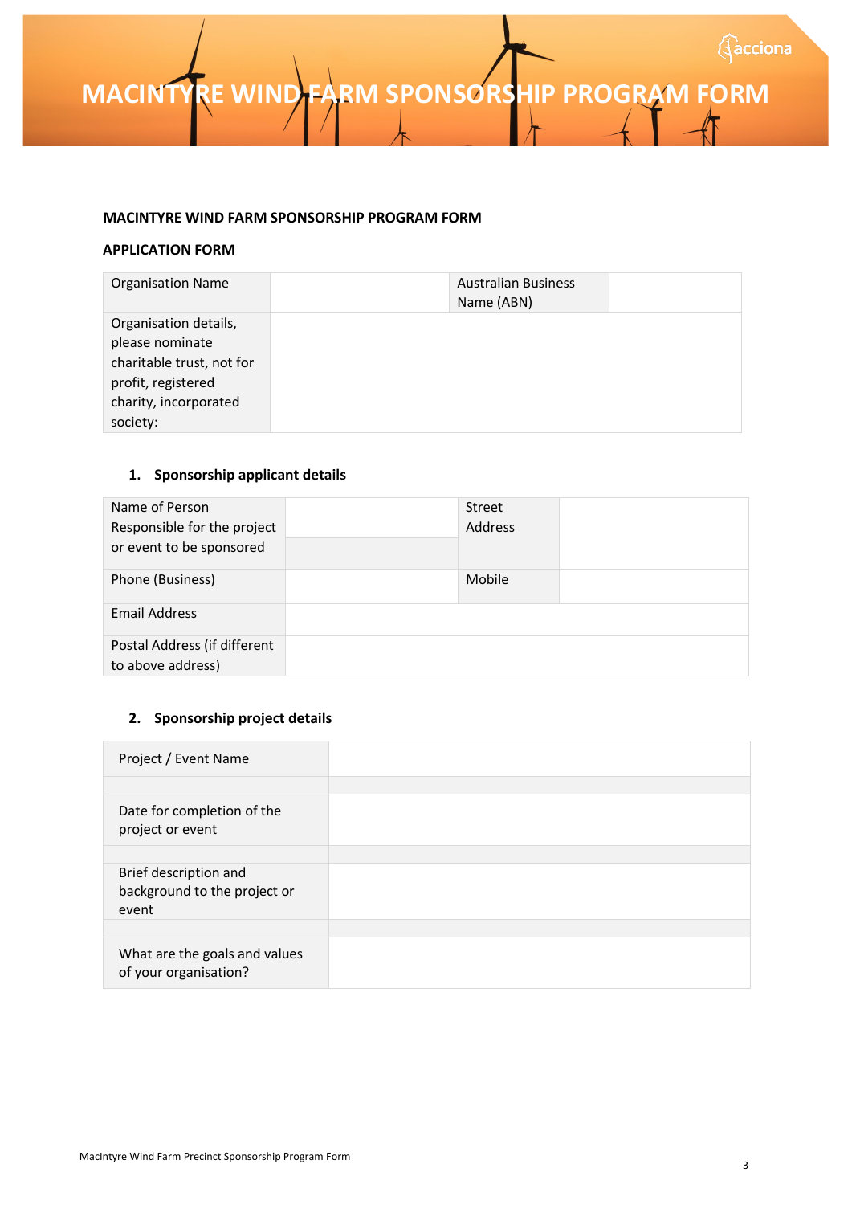# MACINTYRE WIND FARM SPONSORSHIP PROGRAM FORM

**MACINTYRE WIND FARM SPONSORSHIP PROGRAM FORM**

**APPLICATION FORM**

| Organisation Name | | Australian Business Name (ABN) | |
|---|---|---|---|
| Organisation details, please nominate charitable trust, not for profit, registered charity, incorporated society: | | | |

## 1. Sponsorship applicant details

| Name of Person Responsible for the project or event to be sponsored | | Street Address | |
|---|---|---|---|
| Phone (Business) | | Mobile | |
| Email Address | | | |
| Postal Address (if different to above address) | | | |

## 2. Sponsorship project details

| Project / Event Name | |
|---|---|
| | |
| Date for completion of the project or event | |
| | |
| Brief description and background to the project or event | |
| | |
| What are the goals and values of your organisation? | |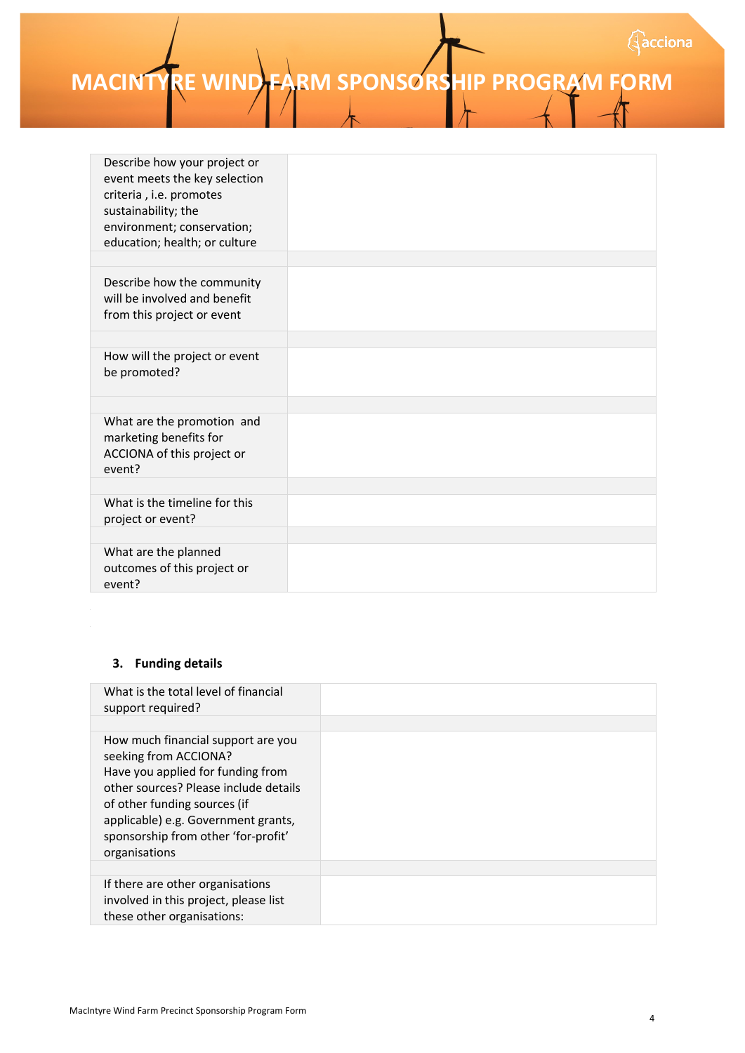# MACINTYRE WIND FARM SPONSORSHIP PROGRAM FORM

| | |
|---|---|
| Describe how your project or event meets the key selection criteria , i.e. promotes sustainability; the environment; conservation; education; health; or culture | |
| | |
| Describe how the community will be involved and benefit from this project or event | |
| | |
| How will the project or event be promoted? | |
| | |
| What are the promotion and marketing benefits for ACCIONA of this project or event? | |
| | |
| What is the timeline for this project or event? | |
| | |
| What are the planned outcomes of this project or event? | |

### 3. Funding details

| | |
|---|---|
| What is the total level of financial support required? | |
| | |
| How much financial support are you seeking from ACCIONA? Have you applied for funding from other sources? Please include details of other funding sources (if applicable) e.g. Government grants, sponsorship from other 'for-profit' organisations | |
| | |
| If there are other organisations involved in this project, please list these other organisations: | |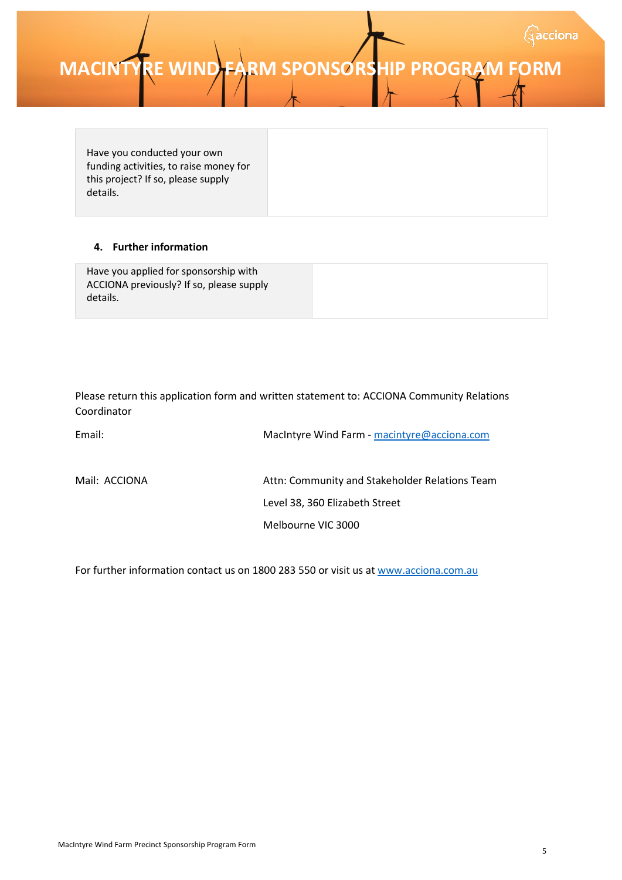# MACINTYRE WIND FARM SPONSORSHIP PROGRAM FORM

| Have you conducted your own funding activities, to raise money for this project? If so, please supply details. | |
|---|---|

## 4. Further information

| Have you applied for sponsorship with ACCIONA previously? If so, please supply details. | |
|---|---|

Please return this application form and written statement to: ACCIONA Community Relations Coordinator

Email: MacIntyre Wind Farm - macintyre@acciona.com

Mail: ACCIONA
Attn: Community and Stakeholder Relations Team
Level 38, 360 Elizabeth Street
Melbourne VIC 3000

For further information contact us on 1800 283 550 or visit us at www.acciona.com.au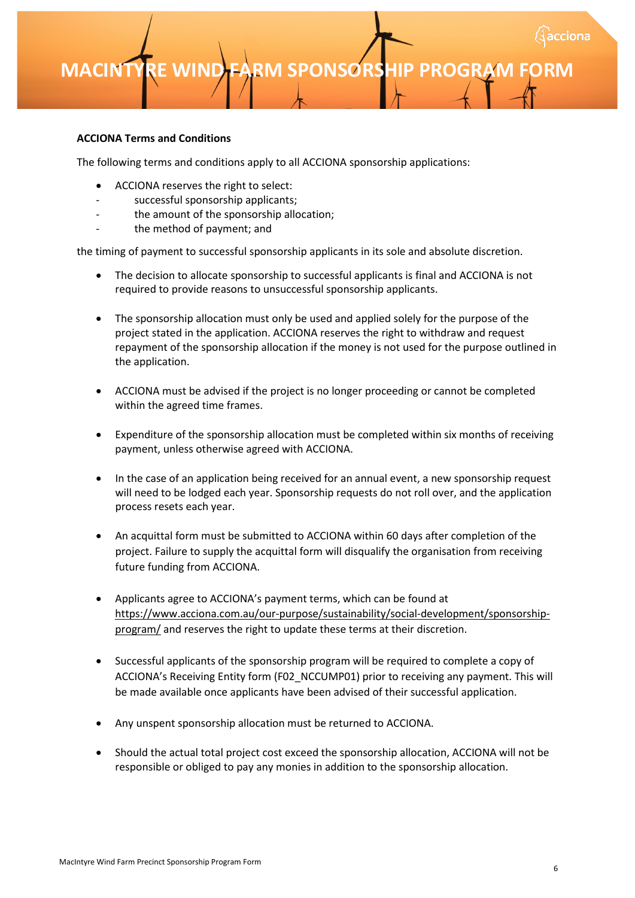# MACINTYRE WIND FARM SPONSORSHIP PROGRAM FORM

**ACCIONA Terms and Conditions**

The following terms and conditions apply to all ACCIONA sponsorship applications:

- ACCIONA reserves the right to select:
  - successful sponsorship applicants;
  - the amount of the sponsorship allocation;
  - the method of payment; and

the timing of payment to successful sponsorship applicants in its sole and absolute discretion.

- The decision to allocate sponsorship to successful applicants is final and ACCIONA is not required to provide reasons to unsuccessful sponsorship applicants.
- The sponsorship allocation must only be used and applied solely for the purpose of the project stated in the application. ACCIONA reserves the right to withdraw and request repayment of the sponsorship allocation if the money is not used for the purpose outlined in the application.
- ACCIONA must be advised if the project is no longer proceeding or cannot be completed within the agreed time frames.
- Expenditure of the sponsorship allocation must be completed within six months of receiving payment, unless otherwise agreed with ACCIONA.
- In the case of an application being received for an annual event, a new sponsorship request will need to be lodged each year. Sponsorship requests do not roll over, and the application process resets each year.
- An acquittal form must be submitted to ACCIONA within 60 days after completion of the project. Failure to supply the acquittal form will disqualify the organisation from receiving future funding from ACCIONA.
- Applicants agree to ACCIONA's payment terms, which can be found at https://www.acciona.com.au/our-purpose/sustainability/social-development/sponsorship-program/ and reserves the right to update these terms at their discretion.
- Successful applicants of the sponsorship program will be required to complete a copy of ACCIONA's Receiving Entity form (F02_NCCUMP01) prior to receiving any payment. This will be made available once applicants have been advised of their successful application.
- Any unspent sponsorship allocation must be returned to ACCIONA.
- Should the actual total project cost exceed the sponsorship allocation, ACCIONA will not be responsible or obliged to pay any monies in addition to the sponsorship allocation.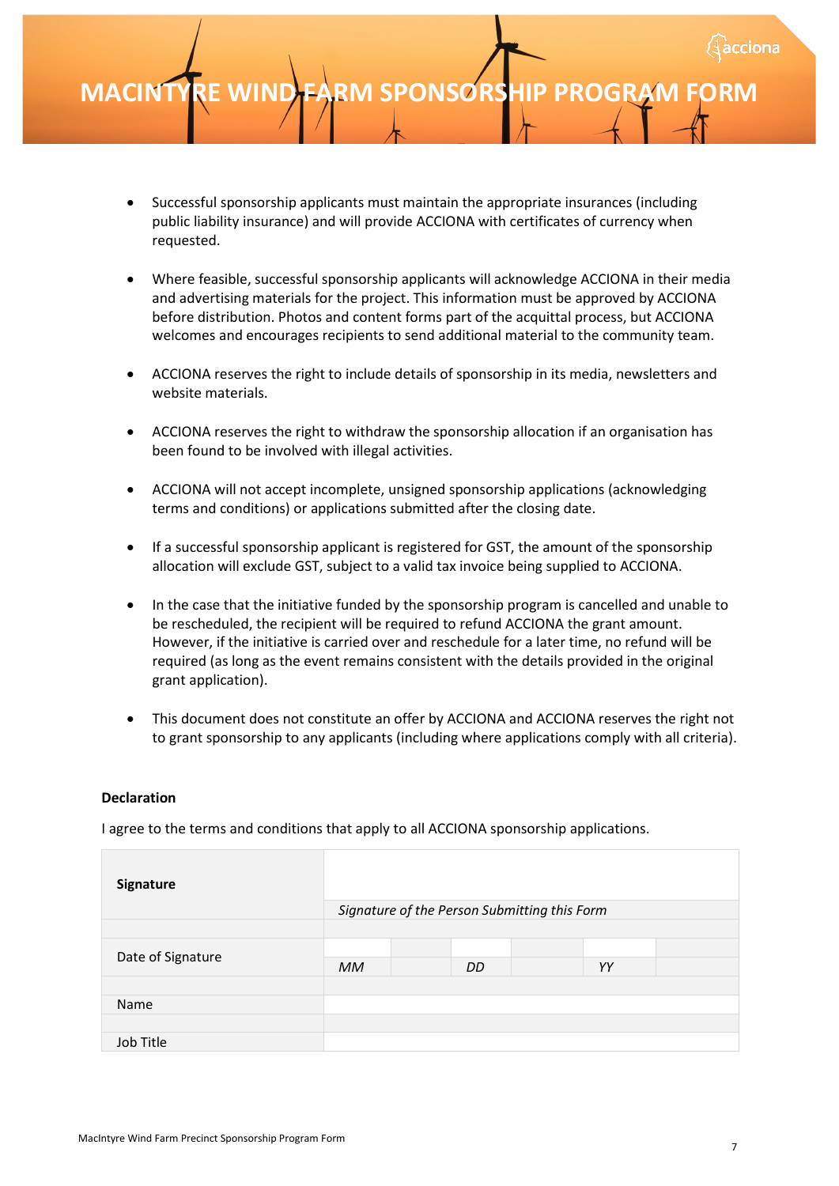# MACINTYRE WIND FARM SPONSORSHIP PROGRAM FORM

- Successful sponsorship applicants must maintain the appropriate insurances (including public liability insurance) and will provide ACCIONA with certificates of currency when requested.

- Where feasible, successful sponsorship applicants will acknowledge ACCIONA in their media and advertising materials for the project. This information must be approved by ACCIONA before distribution. Photos and content forms part of the acquittal process, but ACCIONA welcomes and encourages recipients to send additional material to the community team.

- ACCIONA reserves the right to include details of sponsorship in its media, newsletters and website materials.

- ACCIONA reserves the right to withdraw the sponsorship allocation if an organisation has been found to be involved with illegal activities.

- ACCIONA will not accept incomplete, unsigned sponsorship applications (acknowledging terms and conditions) or applications submitted after the closing date.

- If a successful sponsorship applicant is registered for GST, the amount of the sponsorship allocation will exclude GST, subject to a valid tax invoice being supplied to ACCIONA.

- In the case that the initiative funded by the sponsorship program is cancelled and unable to be rescheduled, the recipient will be required to refund ACCIONA the grant amount. However, if the initiative is carried over and reschedule for a later time, no refund will be required (as long as the event remains consistent with the details provided in the original grant application).

- This document does not constitute an offer by ACCIONA and ACCIONA reserves the right not to grant sponsorship to any applicants (including where applications comply with all criteria).

**Declaration**

I agree to the terms and conditions that apply to all ACCIONA sponsorship applications.

| | | | | | | |
|---|---|---|---|---|---|---|
| **Signature** | *Signature of the Person Submitting this Form* | | | | | |
| Date of Signature | *MM* | | *DD* | | *YY* | |
| Name | | | | | | |
| Job Title | | | | | | |